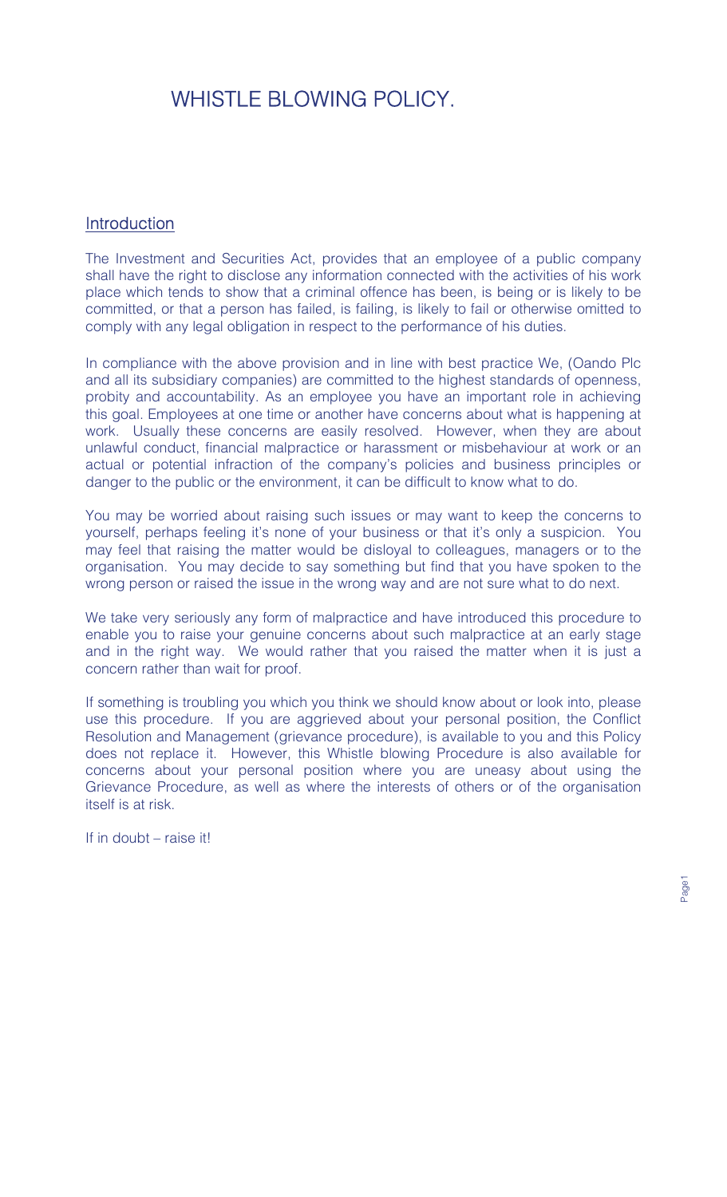# WHISTLE BLOWING POLICY.

## Introduction

The Investment and Securities Act, provides that an employee of a public company shall have the right to disclose any information connected with the activities of his work place which tends to show that a criminal offence has been, is being or is likely to be committed, or that a person has failed, is failing, is likely to fail or otherwise omitted to comply with any legal obligation in respect to the performance of his duties.

In compliance with the above provision and in line with best practice We, (Oando Plc and all its subsidiary companies) are committed to the highest standards of openness, probity and accountability. As an employee you have an important role in achieving this goal. Employees at one time or another have concerns about what is happening at work. Usually these concerns are easily resolved. However, when they are about unlawful conduct, financial malpractice or harassment or misbehaviour at work or an actual or potential infraction of the company's policies and business principles or danger to the public or the environment, it can be difficult to know what to do.

You may be worried about raising such issues or may want to keep the concerns to yourself, perhaps feeling it's none of your business or that it's only a suspicion. You may feel that raising the matter would be disloyal to colleagues, managers or to the organisation. You may decide to say something but find that you have spoken to the wrong person or raised the issue in the wrong way and are not sure what to do next.

We take very seriously any form of malpractice and have introduced this procedure to enable you to raise your genuine concerns about such malpractice at an early stage and in the right way. We would rather that you raised the matter when it is just a concern rather than wait for proof.

If something is troubling you which you think we should know about or look into, please use this procedure. If you are aggrieved about your personal position, the Conflict Resolution and Management (grievance procedure), is available to you and this Policy does not replace it. However, this Whistle blowing Procedure is also available for concerns about your personal position where you are uneasy about using the Grievance Procedure, as well as where the interests of others or of the organisation itself is at risk.

If in doubt – raise it!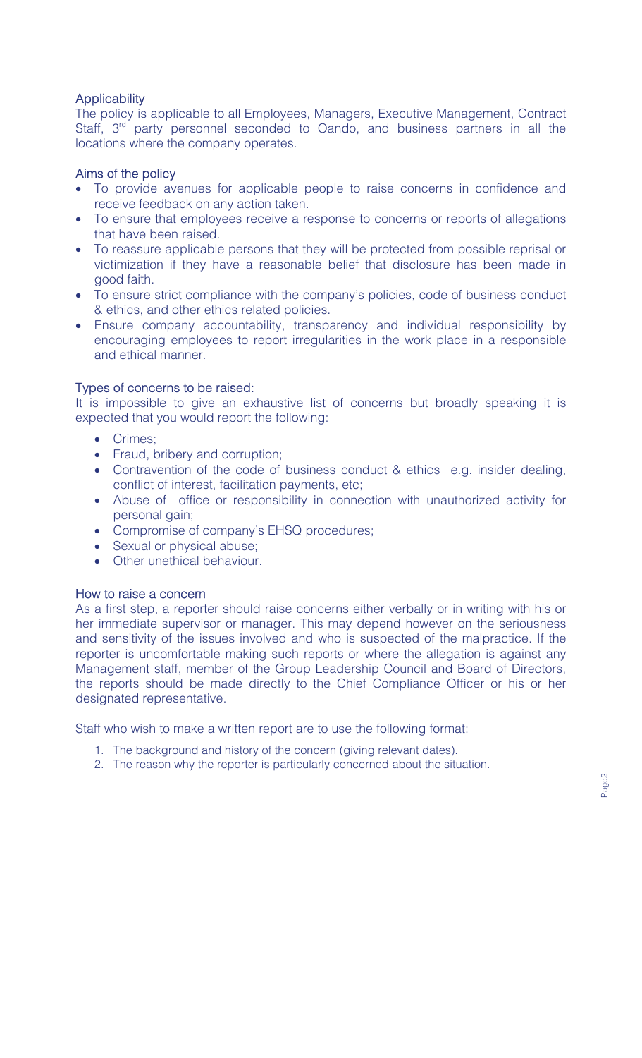## Applicability

The policy is applicable to all Employees, Managers, Executive Management, Contract Staff, 3rd party personnel seconded to Oando, and business partners in all the locations where the company operates.

## Aims of the policy

- To provide avenues for applicable people to raise concerns in confidence and receive feedback on any action taken.
- To ensure that employees receive a response to concerns or reports of allegations that have been raised.
- To reassure applicable persons that they will be protected from possible reprisal or victimization if they have a reasonable belief that disclosure has been made in good faith.
- To ensure strict compliance with the company's policies, code of business conduct & ethics, and other ethics related policies.
- Ensure company accountability, transparency and individual responsibility by encouraging employees to report irregularities in the work place in a responsible and ethical manner.

## Types of concerns to be raised:

It is impossible to give an exhaustive list of concerns but broadly speaking it is expected that you would report the following:

- Crimes;
- Fraud, bribery and corruption;
- Contravention of the code of business conduct & ethics e.g. insider dealing, conflict of interest, facilitation payments, etc;
- Abuse of office or responsibility in connection with unauthorized activity for personal gain;
- Compromise of company's EHSQ procedures;
- Sexual or physical abuse;
- Other unethical behaviour.

## How to raise a concern

As a first step, a reporter should raise concerns either verbally or in writing with his or her immediate supervisor or manager. This may depend however on the seriousness and sensitivity of the issues involved and who is suspected of the malpractice. If the reporter is uncomfortable making such reports or where the allegation is against any Management staff, member of the Group Leadership Council and Board of Directors, the reports should be made directly to the Chief Compliance Officer or his or her designated representative.

Staff who wish to make a written report are to use the following format:

1. The background and history of the concern (giving relevant dates).
2. The reason why the reporter is particularly concerned about the situation.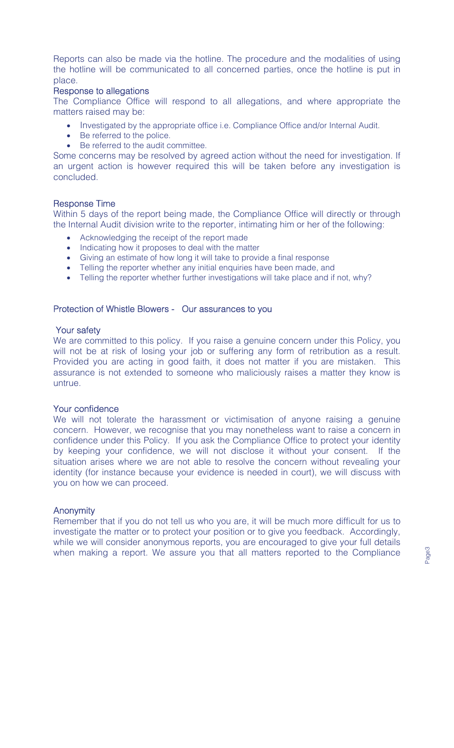Reports can also be made via the hotline. The procedure and the modalities of using the hotline will be communicated to all concerned parties, once the hotline is put in place.

### Response to allegations

The Compliance Office will respond to all allegations, and where appropriate the matters raised may be:

- Investigated by the appropriate office i.e. Compliance Office and/or Internal Audit.
- Be referred to the police.
- Be referred to the audit committee.

Some concerns may be resolved by agreed action without the need for investigation. If an urgent action is however required this will be taken before any investigation is concluded.

### Response Time

Within 5 days of the report being made, the Compliance Office will directly or through the Internal Audit division write to the reporter, intimating him or her of the following:

- Acknowledging the receipt of the report made
- Indicating how it proposes to deal with the matter
- Giving an estimate of how long it will take to provide a final response
- Telling the reporter whether any initial enquiries have been made, and
- Telling the reporter whether further investigations will take place and if not, why?

## Protection of Whistle Blowers - Our assurances to you

### Your safety

We are committed to this policy. If you raise a genuine concern under this Policy, you will not be at risk of losing your job or suffering any form of retribution as a result. Provided you are acting in good faith, it does not matter if you are mistaken. This assurance is not extended to someone who maliciously raises a matter they know is untrue.

### Your confidence

We will not tolerate the harassment or victimisation of anyone raising a genuine concern. However, we recognise that you may nonetheless want to raise a concern in confidence under this Policy. If you ask the Compliance Office to protect your identity by keeping your confidence, we will not disclose it without your consent. If the situation arises where we are not able to resolve the concern without revealing your identity (for instance because your evidence is needed in court), we will discuss with you on how we can proceed.

### Anonymity

Remember that if you do not tell us who you are, it will be much more difficult for us to investigate the matter or to protect your position or to give you feedback. Accordingly, while we will consider anonymous reports, you are encouraged to give your full details when making a report. We assure you that all matters reported to the Compliance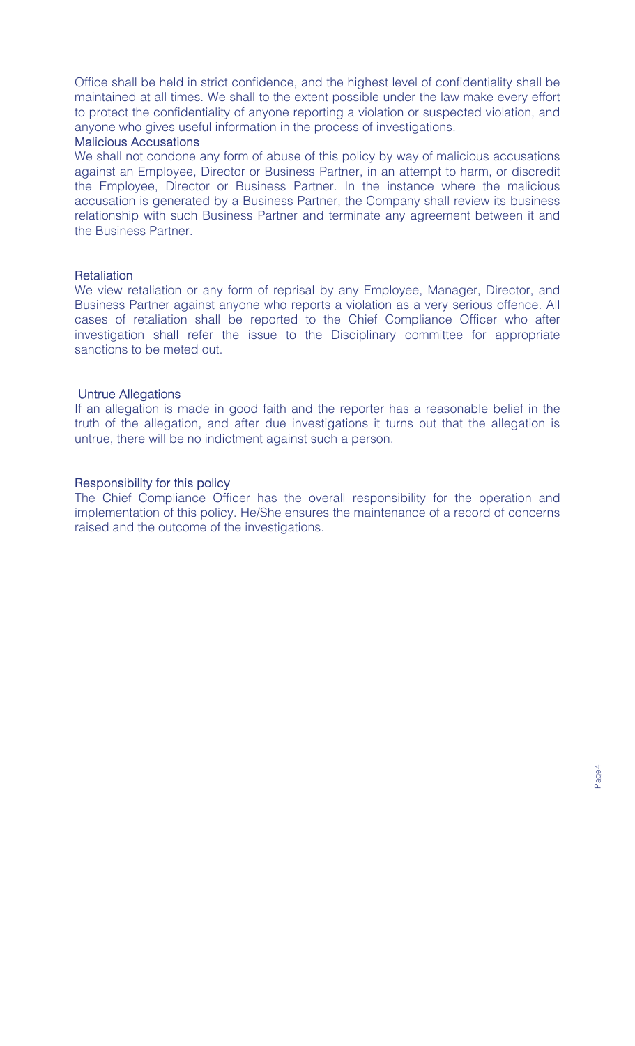Office shall be held in strict confidence, and the highest level of confidentiality shall be maintained at all times. We shall to the extent possible under the law make every effort to protect the confidentiality of anyone reporting a violation or suspected violation, and anyone who gives useful information in the process of investigations.

### Malicious Accusations

We shall not condone any form of abuse of this policy by way of malicious accusations against an Employee, Director or Business Partner, in an attempt to harm, or discredit the Employee, Director or Business Partner. In the instance where the malicious accusation is generated by a Business Partner, the Company shall review its business relationship with such Business Partner and terminate any agreement between it and the Business Partner.

### Retaliation

We view retaliation or any form of reprisal by any Employee, Manager, Director, and Business Partner against anyone who reports a violation as a very serious offence. All cases of retaliation shall be reported to the Chief Compliance Officer who after investigation shall refer the issue to the Disciplinary committee for appropriate sanctions to be meted out.

### Untrue Allegations

If an allegation is made in good faith and the reporter has a reasonable belief in the truth of the allegation, and after due investigations it turns out that the allegation is untrue, there will be no indictment against such a person.

### Responsibility for this policy

The Chief Compliance Officer has the overall responsibility for the operation and implementation of this policy. He/She ensures the maintenance of a record of concerns raised and the outcome of the investigations.